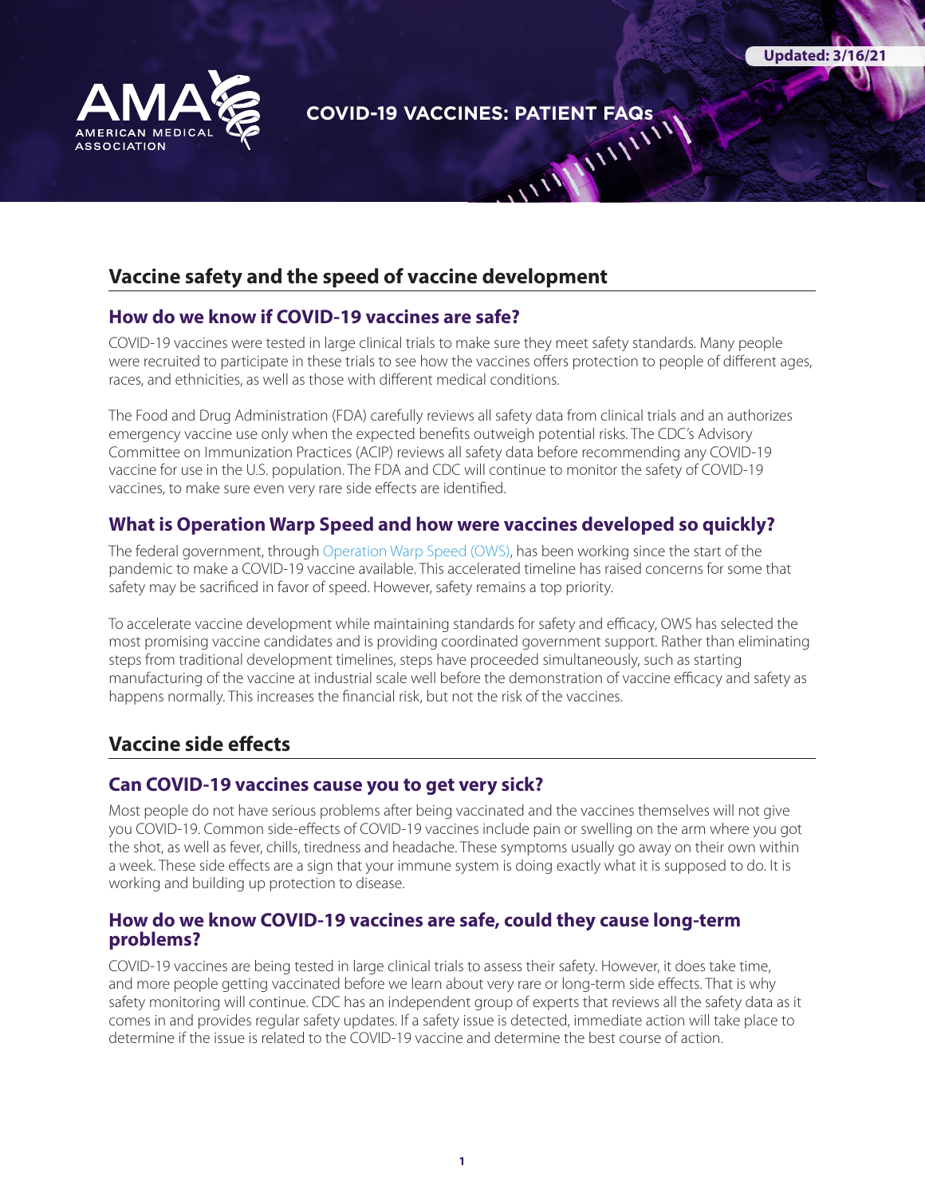Updated: 3/16/21

# COVID-19 VACCINES: PATIENT FAQs

## Vaccine safety and the speed of vaccine development

### How do we know if COVID-19 vaccines are safe?

COVID-19 vaccines were tested in large clinical trials to make sure they meet safety standards. Many people were recruited to participate in these trials to see how the vaccines offers protection to people of different ages, races, and ethnicities, as well as those with different medical conditions.

The Food and Drug Administration (FDA) carefully reviews all safety data from clinical trials and an authorizes emergency vaccine use only when the expected benefits outweigh potential risks. The CDC's Advisory Committee on Immunization Practices (ACIP) reviews all safety data before recommending any COVID-19 vaccine for use in the U.S. population. The FDA and CDC will continue to monitor the safety of COVID-19 vaccines, to make sure even very rare side effects are identified.

### What is Operation Warp Speed and how were vaccines developed so quickly?

The federal government, through Operation Warp Speed (OWS), has been working since the start of the pandemic to make a COVID-19 vaccine available. This accelerated timeline has raised concerns for some that safety may be sacrificed in favor of speed. However, safety remains a top priority.

To accelerate vaccine development while maintaining standards for safety and efficacy, OWS has selected the most promising vaccine candidates and is providing coordinated government support. Rather than eliminating steps from traditional development timelines, steps have proceeded simultaneously, such as starting manufacturing of the vaccine at industrial scale well before the demonstration of vaccine efficacy and safety as happens normally. This increases the financial risk, but not the risk of the vaccines.

## Vaccine side effects

### Can COVID-19 vaccines cause you to get very sick?

Most people do not have serious problems after being vaccinated and the vaccines themselves will not give you COVID-19. Common side-effects of COVID-19 vaccines include pain or swelling on the arm where you got the shot, as well as fever, chills, tiredness and headache. These symptoms usually go away on their own within a week. These side effects are a sign that your immune system is doing exactly what it is supposed to do. It is working and building up protection to disease.

### How do we know COVID-19 vaccines are safe, could they cause long-term problems?

COVID-19 vaccines are being tested in large clinical trials to assess their safety. However, it does take time, and more people getting vaccinated before we learn about very rare or long-term side effects. That is why safety monitoring will continue. CDC has an independent group of experts that reviews all the safety data as it comes in and provides regular safety updates. If a safety issue is detected, immediate action will take place to determine if the issue is related to the COVID-19 vaccine and determine the best course of action.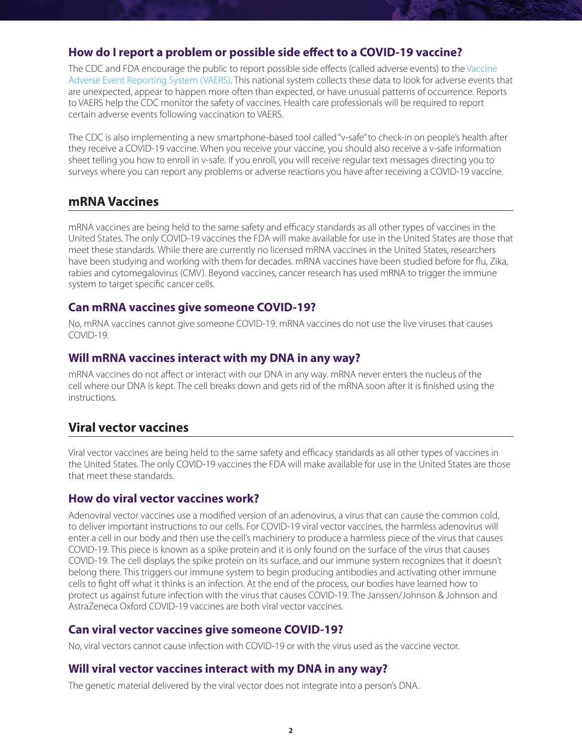### How do I report a problem or possible side effect to a COVID-19 vaccine?

The CDC and FDA encourage the public to report possible side effects (called adverse events) to the Vaccine Adverse Event Reporting System (VAERS). This national system collects these data to look for adverse events that are unexpected, appear to happen more often than expected, or have unusual patterns of occurrence. Reports to VAERS help the CDC monitor the safety of vaccines. Health care professionals will be required to report certain adverse events following vaccination to VAERS.

The CDC is also implementing a new smartphone-based tool called "v-safe" to check-in on people's health after they receive a COVID-19 vaccine. When you receive your vaccine, you should also receive a v-safe information sheet telling you how to enroll in v-safe. If you enroll, you will receive regular text messages directing you to surveys where you can report any problems or adverse reactions you have after receiving a COVID-19 vaccine.

## mRNA Vaccines

mRNA vaccines are being held to the same safety and efficacy standards as all other types of vaccines in the United States. The only COVID-19 vaccines the FDA will make available for use in the United States are those that meet these standards. While there are currently no licensed mRNA vaccines in the United States, researchers have been studying and working with them for decades. mRNA vaccines have been studied before for flu, Zika, rabies and cytomegalovirus (CMV). Beyond vaccines, cancer research has used mRNA to trigger the immune system to target specific cancer cells.

### Can mRNA vaccines give someone COVID-19?

No, mRNA vaccines cannot give someone COVID-19. mRNA vaccines do not use the live viruses that causes COVID-19.

### Will mRNA vaccines interact with my DNA in any way?

mRNA vaccines do not affect or interact with our DNA in any way. mRNA never enters the nucleus of the cell where our DNA is kept. The cell breaks down and gets rid of the mRNA soon after it is finished using the instructions.

## Viral vector vaccines

Viral vector vaccines are being held to the same safety and efficacy standards as all other types of vaccines in the United States. The only COVID-19 vaccines the FDA will make available for use in the United States are those that meet these standards.

### How do viral vector vaccines work?

Adenoviral vector vaccines use a modified version of an adenovirus, a virus that can cause the common cold, to deliver important instructions to our cells. For COVID-19 viral vector vaccines, the harmless adenovirus will enter a cell in our body and then use the cell's machinery to produce a harmless piece of the virus that causes COVID-19. This piece is known as a spike protein and it is only found on the surface of the virus that causes COVID-19. The cell displays the spike protein on its surface, and our immune system recognizes that it doesn't belong there. This triggers our immune system to begin producing antibodies and activating other immune cells to fight off what it thinks is an infection. At the end of the process, our bodies have learned how to protect us against future infection with the virus that causes COVID-19. The Janssen/Johnson & Johnson and AstraZeneca Oxford COVID-19 vaccines are both viral vector vaccines.

### Can viral vector vaccines give someone COVID-19?

No, viral vectors cannot cause infection with COVID-19 or with the virus used as the vaccine vector.

### Will viral vector vaccines interact with my DNA in any way?

The genetic material delivered by the viral vector does not integrate into a person's DNA.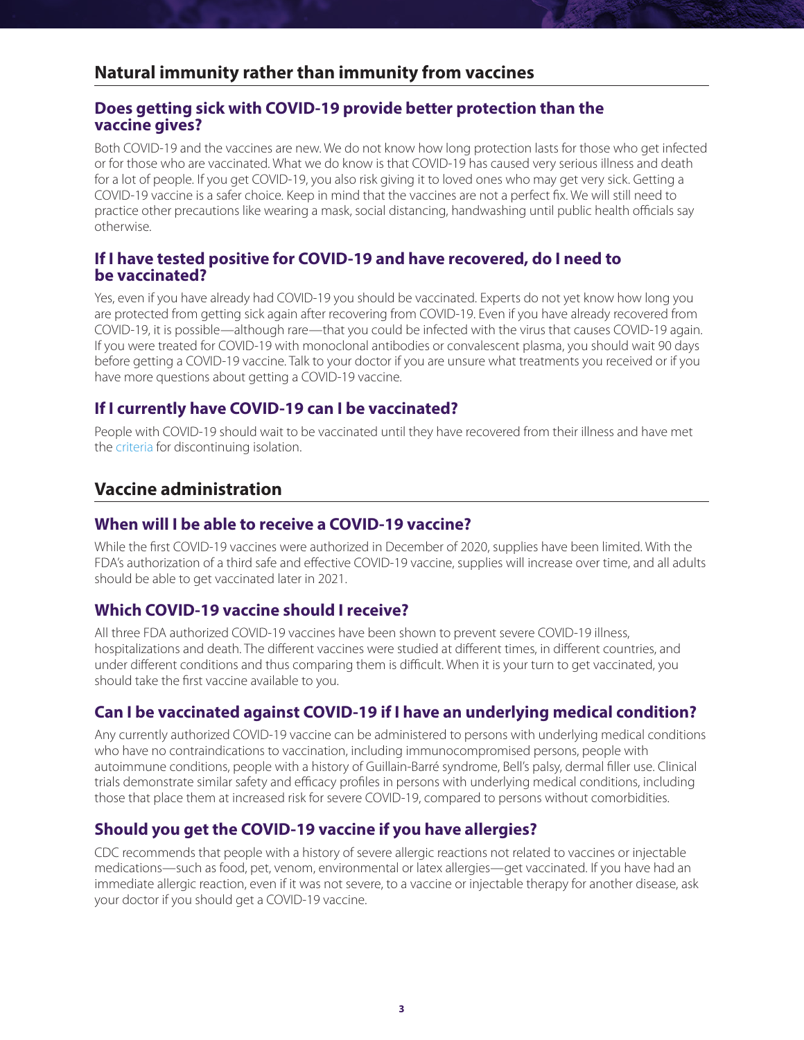## Natural immunity rather than immunity from vaccines

### Does getting sick with COVID-19 provide better protection than the vaccine gives?

Both COVID-19 and the vaccines are new. We do not know how long protection lasts for those who get infected or for those who are vaccinated. What we do know is that COVID-19 has caused very serious illness and death for a lot of people. If you get COVID-19, you also risk giving it to loved ones who may get very sick. Getting a COVID-19 vaccine is a safer choice. Keep in mind that the vaccines are not a perfect fix. We will still need to practice other precautions like wearing a mask, social distancing, handwashing until public health officials say otherwise.

### If I have tested positive for COVID-19 and have recovered, do I need to be vaccinated?

Yes, even if you have already had COVID-19 you should be vaccinated. Experts do not yet know how long you are protected from getting sick again after recovering from COVID-19. Even if you have already recovered from COVID-19, it is possible—although rare—that you could be infected with the virus that causes COVID-19 again. If you were treated for COVID-19 with monoclonal antibodies or convalescent plasma, you should wait 90 days before getting a COVID-19 vaccine. Talk to your doctor if you are unsure what treatments you received or if you have more questions about getting a COVID-19 vaccine.

### If I currently have COVID-19 can I be vaccinated?

People with COVID-19 should wait to be vaccinated until they have recovered from their illness and have met the criteria for discontinuing isolation.

## Vaccine administration

### When will I be able to receive a COVID-19 vaccine?

While the first COVID-19 vaccines were authorized in December of 2020, supplies have been limited. With the FDA's authorization of a third safe and effective COVID-19 vaccine, supplies will increase over time, and all adults should be able to get vaccinated later in 2021.

### Which COVID-19 vaccine should I receive?

All three FDA authorized COVID-19 vaccines have been shown to prevent severe COVID-19 illness, hospitalizations and death. The different vaccines were studied at different times, in different countries, and under different conditions and thus comparing them is difficult. When it is your turn to get vaccinated, you should take the first vaccine available to you.

### Can I be vaccinated against COVID-19 if I have an underlying medical condition?

Any currently authorized COVID-19 vaccine can be administered to persons with underlying medical conditions who have no contraindications to vaccination, including immunocompromised persons, people with autoimmune conditions, people with a history of Guillain-Barré syndrome, Bell's palsy, dermal filler use. Clinical trials demonstrate similar safety and efficacy profiles in persons with underlying medical conditions, including those that place them at increased risk for severe COVID-19, compared to persons without comorbidities.

### Should you get the COVID-19 vaccine if you have allergies?

CDC recommends that people with a history of severe allergic reactions not related to vaccines or injectable medications—such as food, pet, venom, environmental or latex allergies—get vaccinated. If you have had an immediate allergic reaction, even if it was not severe, to a vaccine or injectable therapy for another disease, ask your doctor if you should get a COVID-19 vaccine.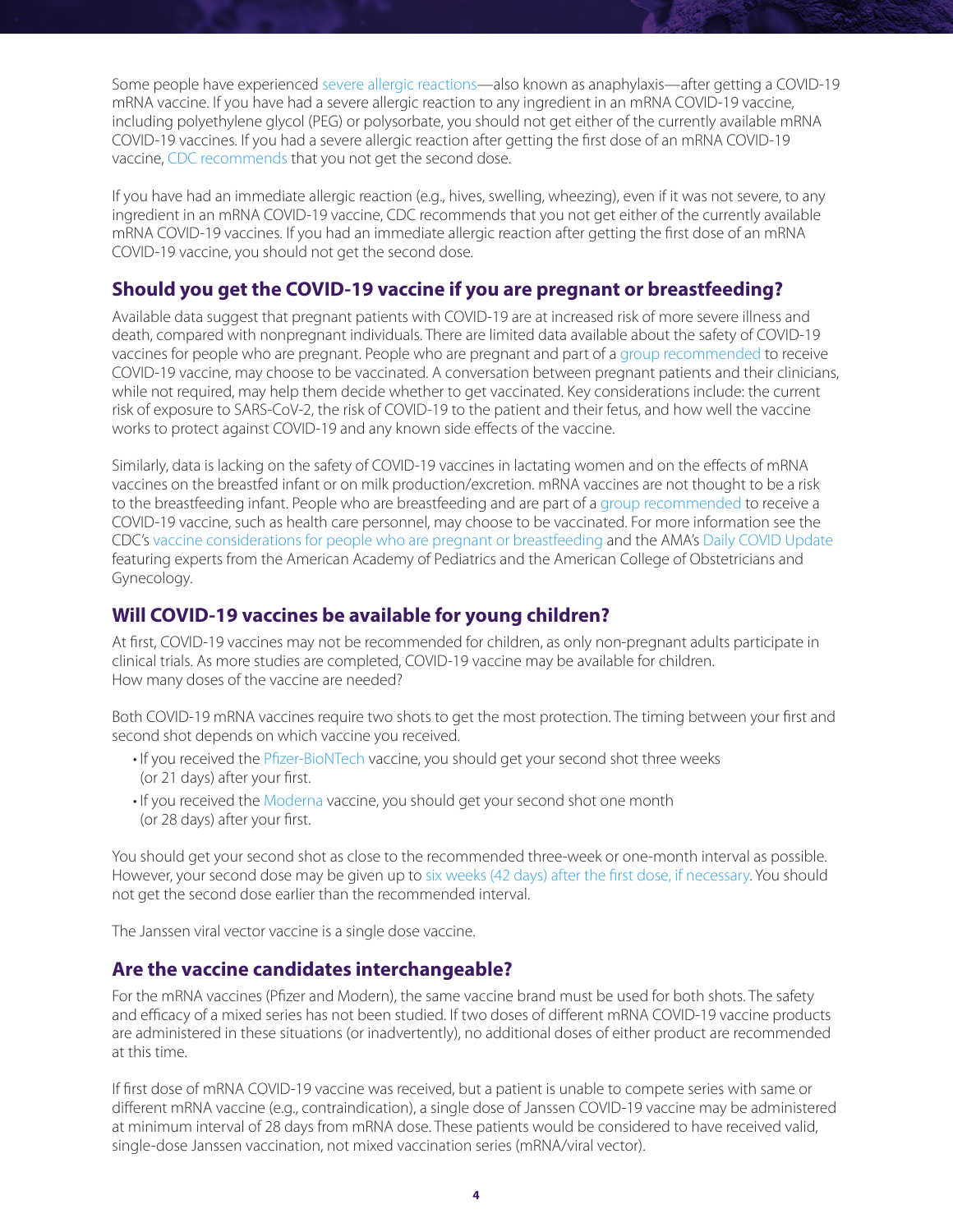Some people have experienced severe allergic reactions—also known as anaphylaxis—after getting a COVID-19 mRNA vaccine. If you have had a severe allergic reaction to any ingredient in an mRNA COVID-19 vaccine, including polyethylene glycol (PEG) or polysorbate, you should not get either of the currently available mRNA COVID-19 vaccines. If you had a severe allergic reaction after getting the first dose of an mRNA COVID-19 vaccine, CDC recommends that you not get the second dose.

If you have had an immediate allergic reaction (e.g., hives, swelling, wheezing), even if it was not severe, to any ingredient in an mRNA COVID-19 vaccine, CDC recommends that you not get either of the currently available mRNA COVID-19 vaccines. If you had an immediate allergic reaction after getting the first dose of an mRNA COVID-19 vaccine, you should not get the second dose.

## Should you get the COVID-19 vaccine if you are pregnant or breastfeeding?

Available data suggest that pregnant patients with COVID-19 are at increased risk of more severe illness and death, compared with nonpregnant individuals. There are limited data available about the safety of COVID-19 vaccines for people who are pregnant. People who are pregnant and part of a group recommended to receive COVID-19 vaccine, may choose to be vaccinated. A conversation between pregnant patients and their clinicians, while not required, may help them decide whether to get vaccinated. Key considerations include: the current risk of exposure to SARS-CoV-2, the risk of COVID-19 to the patient and their fetus, and how well the vaccine works to protect against COVID-19 and any known side effects of the vaccine.

Similarly, data is lacking on the safety of COVID-19 vaccines in lactating women and on the effects of mRNA vaccines on the breastfed infant or on milk production/excretion. mRNA vaccines are not thought to be a risk to the breastfeeding infant. People who are breastfeeding and are part of a group recommended to receive a COVID-19 vaccine, such as health care personnel, may choose to be vaccinated. For more information see the CDC's vaccine considerations for people who are pregnant or breastfeeding and the AMA's Daily COVID Update featuring experts from the American Academy of Pediatrics and the American College of Obstetricians and Gynecology.

## Will COVID-19 vaccines be available for young children?

At first, COVID-19 vaccines may not be recommended for children, as only non-pregnant adults participate in clinical trials. As more studies are completed, COVID-19 vaccine may be available for children.
How many doses of the vaccine are needed?

Both COVID-19 mRNA vaccines require two shots to get the most protection. The timing between your first and second shot depends on which vaccine you received.

- If you received the Pfizer-BioNTech vaccine, you should get your second shot three weeks (or 21 days) after your first.
- If you received the Moderna vaccine, you should get your second shot one month (or 28 days) after your first.

You should get your second shot as close to the recommended three-week or one-month interval as possible. However, your second dose may be given up to six weeks (42 days) after the first dose, if necessary. You should not get the second dose earlier than the recommended interval.

The Janssen viral vector vaccine is a single dose vaccine.

## Are the vaccine candidates interchangeable?

For the mRNA vaccines (Pfizer and Modern), the same vaccine brand must be used for both shots. The safety and efficacy of a mixed series has not been studied. If two doses of different mRNA COVID-19 vaccine products are administered in these situations (or inadvertently), no additional doses of either product are recommended at this time.

If first dose of mRNA COVID-19 vaccine was received, but a patient is unable to compete series with same or different mRNA vaccine (e.g., contraindication), a single dose of Janssen COVID-19 vaccine may be administered at minimum interval of 28 days from mRNA dose. These patients would be considered to have received valid, single-dose Janssen vaccination, not mixed vaccination series (mRNA/viral vector).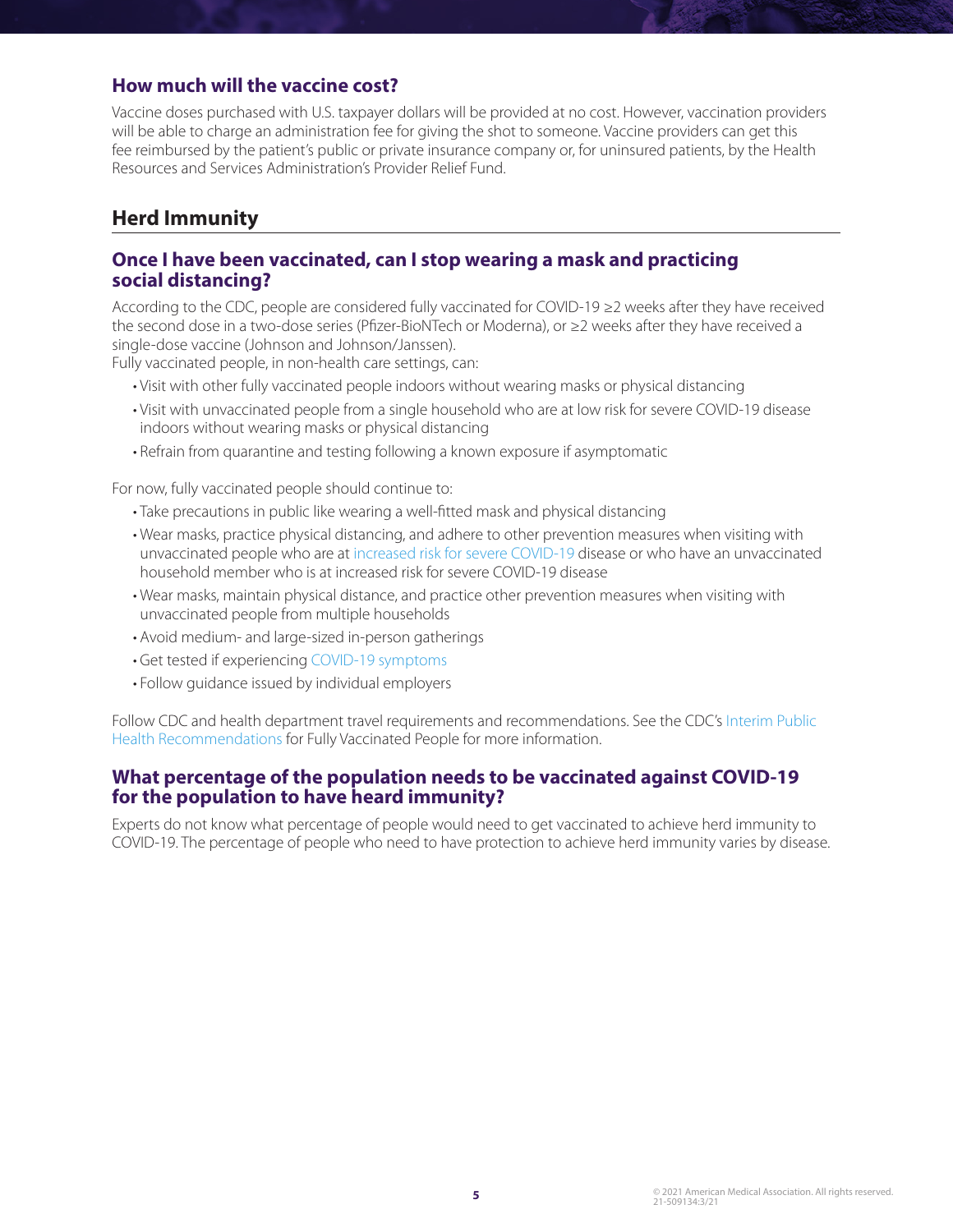### How much will the vaccine cost?

Vaccine doses purchased with U.S. taxpayer dollars will be provided at no cost. However, vaccination providers will be able to charge an administration fee for giving the shot to someone. Vaccine providers can get this fee reimbursed by the patient's public or private insurance company or, for uninsured patients, by the Health Resources and Services Administration's Provider Relief Fund.

## Herd Immunity

### Once I have been vaccinated, can I stop wearing a mask and practicing social distancing?

According to the CDC, people are considered fully vaccinated for COVID-19 ≥2 weeks after they have received the second dose in a two-dose series (Pfizer-BioNTech or Moderna), or ≥2 weeks after they have received a single-dose vaccine (Johnson and Johnson/Janssen).

Fully vaccinated people, in non-health care settings, can:

- Visit with other fully vaccinated people indoors without wearing masks or physical distancing
- Visit with unvaccinated people from a single household who are at low risk for severe COVID-19 disease indoors without wearing masks or physical distancing
- Refrain from quarantine and testing following a known exposure if asymptomatic

For now, fully vaccinated people should continue to:

- Take precautions in public like wearing a well-fitted mask and physical distancing
- Wear masks, practice physical distancing, and adhere to other prevention measures when visiting with unvaccinated people who are at increased risk for severe COVID-19 disease or who have an unvaccinated household member who is at increased risk for severe COVID-19 disease
- Wear masks, maintain physical distance, and practice other prevention measures when visiting with unvaccinated people from multiple households
- Avoid medium- and large-sized in-person gatherings
- Get tested if experiencing COVID-19 symptoms
- Follow guidance issued by individual employers

Follow CDC and health department travel requirements and recommendations. See the CDC's Interim Public Health Recommendations for Fully Vaccinated People for more information.

### What percentage of the population needs to be vaccinated against COVID-19 for the population to have heard immunity?

Experts do not know what percentage of people would need to get vaccinated to achieve herd immunity to COVID-19. The percentage of people who need to have protection to achieve herd immunity varies by disease.

© 2021 American Medical Association. All rights reserved.
21-509134:3/21